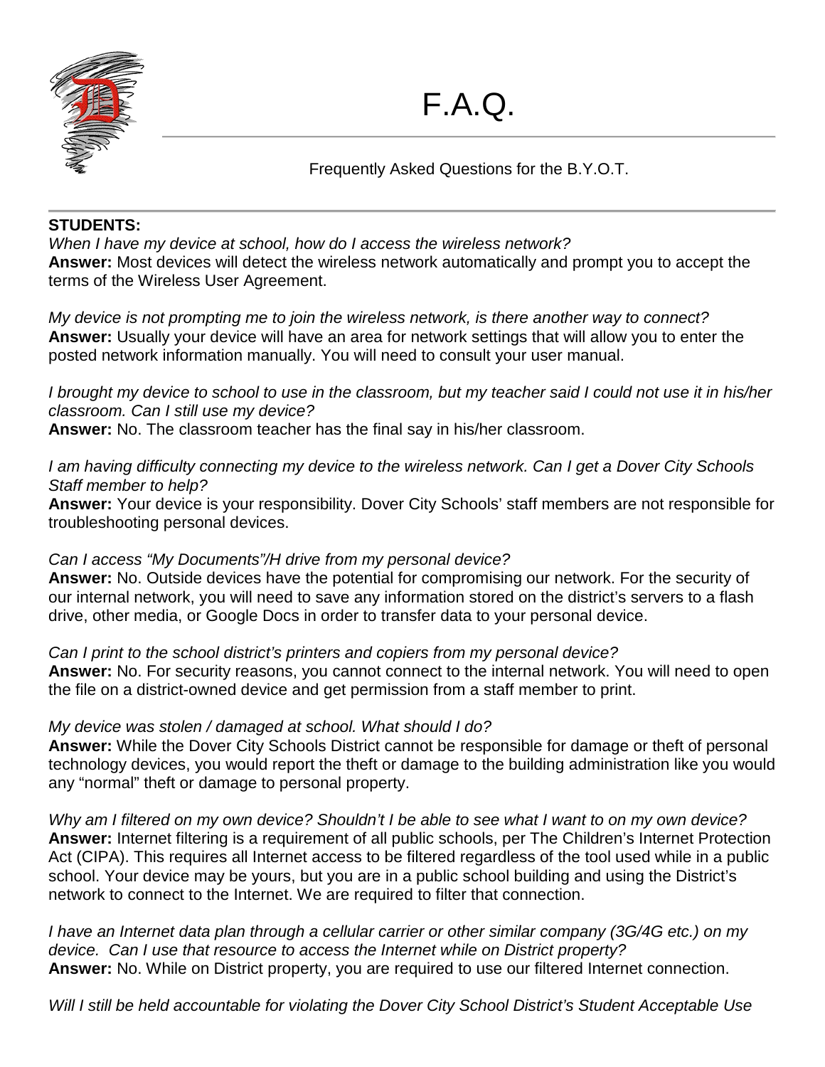# F.A.Q.

Frequently Asked Questions for the B.Y.O.T.

**STUDENTS:**

*When I have my device at school, how do I access the wireless network?*
**Answer:** Most devices will detect the wireless network automatically and prompt you to accept the terms of the Wireless User Agreement.

*My device is not prompting me to join the wireless network, is there another way to connect?*
**Answer:** Usually your device will have an area for network settings that will allow you to enter the posted network information manually. You will need to consult your user manual.

*I brought my device to school to use in the classroom, but my teacher said I could not use it in his/her classroom. Can I still use my device?*
**Answer:** No. The classroom teacher has the final say in his/her classroom.

*I am having difficulty connecting my device to the wireless network. Can I get a Dover City Schools Staff member to help?*
**Answer:** Your device is your responsibility. Dover City Schools' staff members are not responsible for troubleshooting personal devices.

*Can I access "My Documents"/H drive from my personal device?*
**Answer:** No. Outside devices have the potential for compromising our network. For the security of our internal network, you will need to save any information stored on the district's servers to a flash drive, other media, or Google Docs in order to transfer data to your personal device.

*Can I print to the school district's printers and copiers from my personal device?*
**Answer:** No. For security reasons, you cannot connect to the internal network. You will need to open the file on a district-owned device and get permission from a staff member to print.

*My device was stolen / damaged at school. What should I do?*
**Answer:** While the Dover City Schools District cannot be responsible for damage or theft of personal technology devices, you would report the theft or damage to the building administration like you would any "normal" theft or damage to personal property.

*Why am I filtered on my own device? Shouldn't I be able to see what I want to on my own device?*
**Answer:** Internet filtering is a requirement of all public schools, per The Children's Internet Protection Act (CIPA). This requires all Internet access to be filtered regardless of the tool used while in a public school. Your device may be yours, but you are in a public school building and using the District's network to connect to the Internet. We are required to filter that connection.

*I have an Internet data plan through a cellular carrier or other similar company (3G/4G etc.) on my device. Can I use that resource to access the Internet while on District property?*
**Answer:** No. While on District property, you are required to use our filtered Internet connection.

*Will I still be held accountable for violating the Dover City School District's Student Acceptable Use*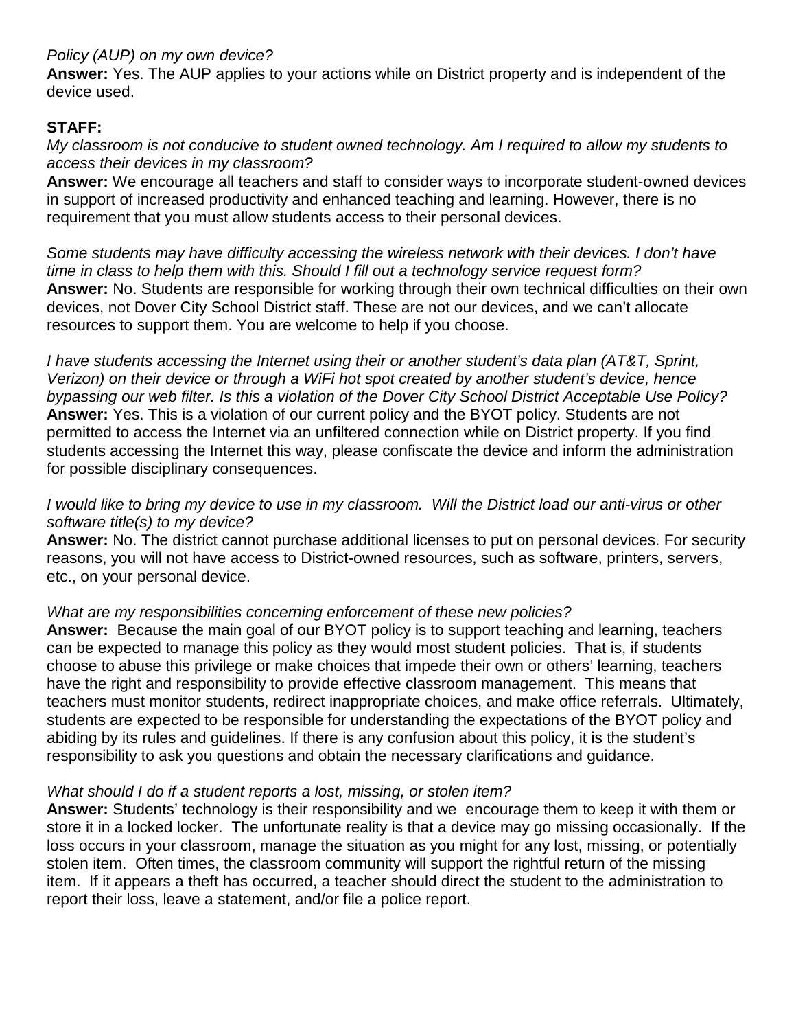*Policy (AUP) on my own device?*
**Answer:** Yes. The AUP applies to your actions while on District property and is independent of the device used.

**STAFF:**

*My classroom is not conducive to student owned technology. Am I required to allow my students to access their devices in my classroom?*
**Answer:** We encourage all teachers and staff to consider ways to incorporate student-owned devices in support of increased productivity and enhanced teaching and learning. However, there is no requirement that you must allow students access to their personal devices.

*Some students may have difficulty accessing the wireless network with their devices. I don't have time in class to help them with this. Should I fill out a technology service request form?*
**Answer:** No. Students are responsible for working through their own technical difficulties on their own devices, not Dover City School District staff. These are not our devices, and we can't allocate resources to support them. You are welcome to help if you choose.

*I have students accessing the Internet using their or another student's data plan (AT&T, Sprint, Verizon) on their device or through a WiFi hot spot created by another student's device, hence bypassing our web filter. Is this a violation of the Dover City School District Acceptable Use Policy?*
**Answer:** Yes. This is a violation of our current policy and the BYOT policy. Students are not permitted to access the Internet via an unfiltered connection while on District property. If you find students accessing the Internet this way, please confiscate the device and inform the administration for possible disciplinary consequences.

*I would like to bring my device to use in my classroom. Will the District load our anti-virus or other software title(s) to my device?*
**Answer:** No. The district cannot purchase additional licenses to put on personal devices. For security reasons, you will not have access to District-owned resources, such as software, printers, servers, etc., on your personal device.

*What are my responsibilities concerning enforcement of these new policies?*
**Answer:** Because the main goal of our BYOT policy is to support teaching and learning, teachers can be expected to manage this policy as they would most student policies. That is, if students choose to abuse this privilege or make choices that impede their own or others' learning, teachers have the right and responsibility to provide effective classroom management. This means that teachers must monitor students, redirect inappropriate choices, and make office referrals. Ultimately, students are expected to be responsible for understanding the expectations of the BYOT policy and abiding by its rules and guidelines. If there is any confusion about this policy, it is the student's responsibility to ask you questions and obtain the necessary clarifications and guidance.

*What should I do if a student reports a lost, missing, or stolen item?*
**Answer:** Students' technology is their responsibility and we encourage them to keep it with them or store it in a locked locker. The unfortunate reality is that a device may go missing occasionally. If the loss occurs in your classroom, manage the situation as you might for any lost, missing, or potentially stolen item. Often times, the classroom community will support the rightful return of the missing item. If it appears a theft has occurred, a teacher should direct the student to the administration to report their loss, leave a statement, and/or file a police report.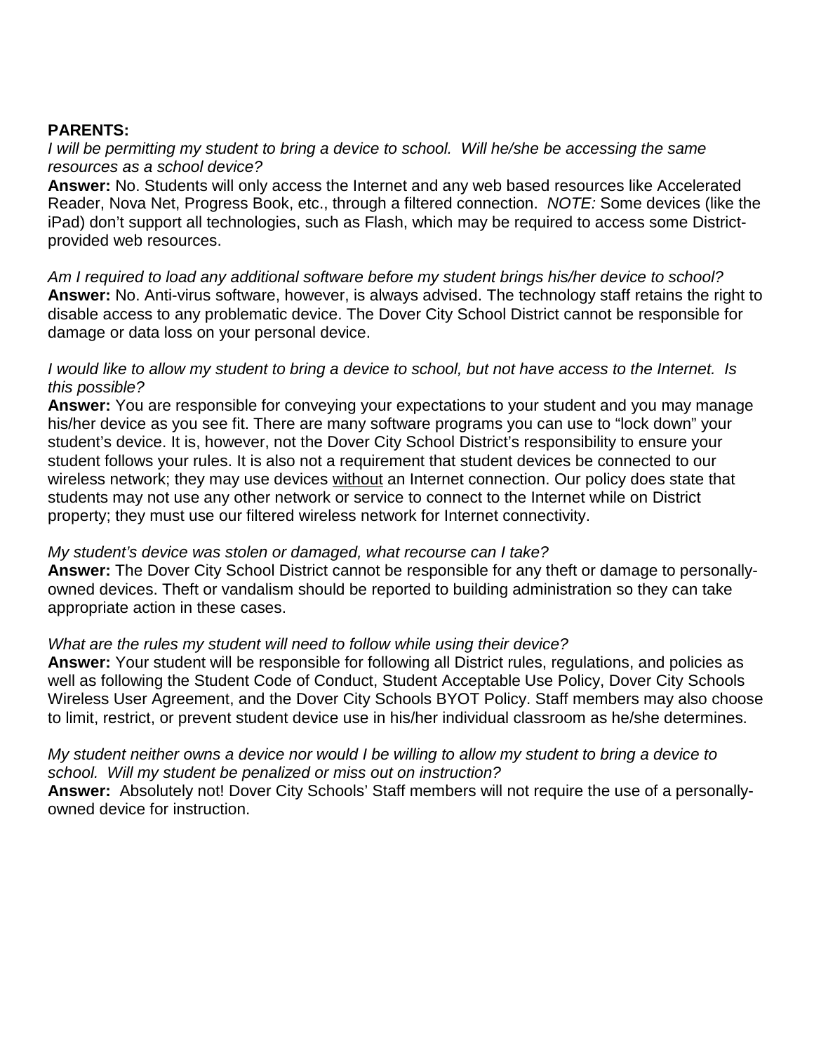**PARENTS:**

*I will be permitting my student to bring a device to school. Will he/she be accessing the same resources as a school device?*

**Answer:** No. Students will only access the Internet and any web based resources like Accelerated Reader, Nova Net, Progress Book, etc., through a filtered connection. *NOTE:* Some devices (like the iPad) don't support all technologies, such as Flash, which may be required to access some District-provided web resources.

*Am I required to load any additional software before my student brings his/her device to school?*

**Answer:** No. Anti-virus software, however, is always advised. The technology staff retains the right to disable access to any problematic device. The Dover City School District cannot be responsible for damage or data loss on your personal device.

*I would like to allow my student to bring a device to school, but not have access to the Internet. Is this possible?*

**Answer:** You are responsible for conveying your expectations to your student and you may manage his/her device as you see fit. There are many software programs you can use to "lock down" your student's device. It is, however, not the Dover City School District's responsibility to ensure your student follows your rules. It is also not a requirement that student devices be connected to our wireless network; they may use devices <u>without</u> an Internet connection. Our policy does state that students may not use any other network or service to connect to the Internet while on District property; they must use our filtered wireless network for Internet connectivity.

*My student's device was stolen or damaged, what recourse can I take?*

**Answer:** The Dover City School District cannot be responsible for any theft or damage to personally-owned devices. Theft or vandalism should be reported to building administration so they can take appropriate action in these cases.

*What are the rules my student will need to follow while using their device?*

**Answer:** Your student will be responsible for following all District rules, regulations, and policies as well as following the Student Code of Conduct, Student Acceptable Use Policy, Dover City Schools Wireless User Agreement, and the Dover City Schools BYOT Policy. Staff members may also choose to limit, restrict, or prevent student device use in his/her individual classroom as he/she determines.

*My student neither owns a device nor would I be willing to allow my student to bring a device to school. Will my student be penalized or miss out on instruction?*

**Answer:** Absolutely not! Dover City Schools' Staff members will not require the use of a personally-owned device for instruction.